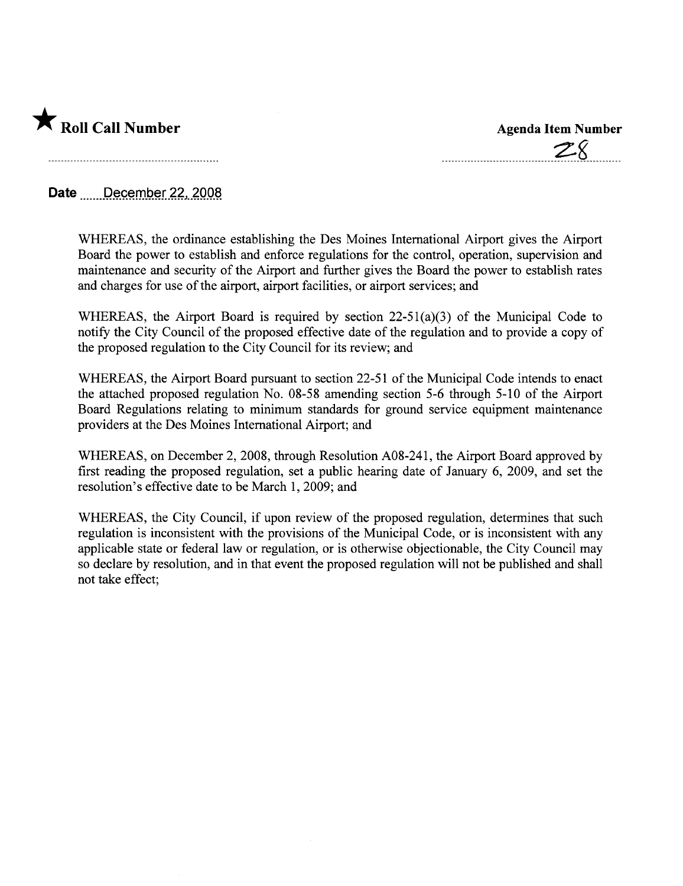★ **Roll Call Number**

**Agenda Item Number**

28

**Date** December 22, 2008

WHEREAS, the ordinance establishing the Des Moines International Airport gives the Airport Board the power to establish and enforce regulations for the control, operation, supervision and maintenance and security of the Airport and further gives the Board the power to establish rates and charges for use of the airport, airport facilities, or airport services; and

WHEREAS, the Airport Board is required by section 22-51(a)(3) of the Municipal Code to notify the City Council of the proposed effective date of the regulation and to provide a copy of the proposed regulation to the City Council for its review; and

WHEREAS, the Airport Board pursuant to section 22-51 of the Municipal Code intends to enact the attached proposed regulation No. 08-58 amending section 5-6 through 5-10 of the Airport Board Regulations relating to minimum standards for ground service equipment maintenance providers at the Des Moines International Airport; and

WHEREAS, on December 2, 2008, through Resolution A08-241, the Airport Board approved by first reading the proposed regulation, set a public hearing date of January 6, 2009, and set the resolution's effective date to be March 1, 2009; and

WHEREAS, the City Council, if upon review of the proposed regulation, determines that such regulation is inconsistent with the provisions of the Municipal Code, or is inconsistent with any applicable state or federal law or regulation, or is otherwise objectionable, the City Council may so declare by resolution, and in that event the proposed regulation will not be published and shall not take effect;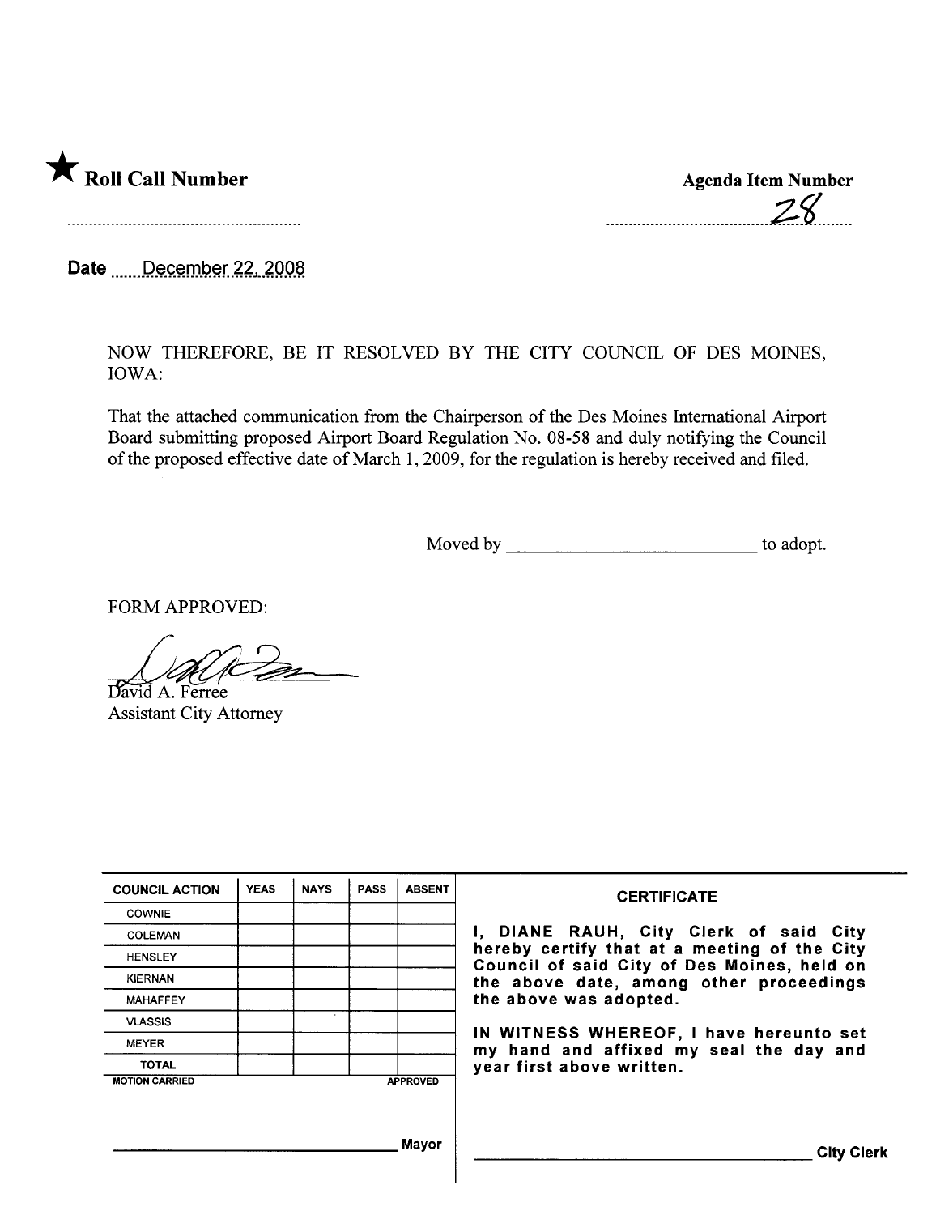★ **Roll Call Number**

**Agenda Item Number**

28

**Date** December 22, 2008

NOW THEREFORE, BE IT RESOLVED BY THE CITY COUNCIL OF DES MOINES, IOWA:

That the attached communication from the Chairperson of the Des Moines International Airport Board submitting proposed Airport Board Regulation No. 08-58 and duly notifying the Council of the proposed effective date of March 1, 2009, for the regulation is hereby received and filed.

Moved by ______________________ to adopt.

FORM APPROVED:

David A. Ferree
Assistant City Attorney

| COUNCIL ACTION | YEAS | NAYS | PASS | ABSENT |
|---|---|---|---|---|
| COWNIE | | | | |
| COLEMAN | | | | |
| HENSLEY | | | | |
| KIERNAN | | | | |
| MAHAFFEY | | | | |
| VLASSIS | | | | |
| MEYER | | | | |
| TOTAL | | | | |
| MOTION CARRIED | | | | APPROVED |

______________________ Mayor

**CERTIFICATE**

I, DIANE RAUH, City Clerk of said City hereby certify that at a meeting of the City Council of said City of Des Moines, held on the above date, among other proceedings the above was adopted.

IN WITNESS WHEREOF, I have hereunto set my hand and affixed my seal the day and year first above written.

______________________ City Clerk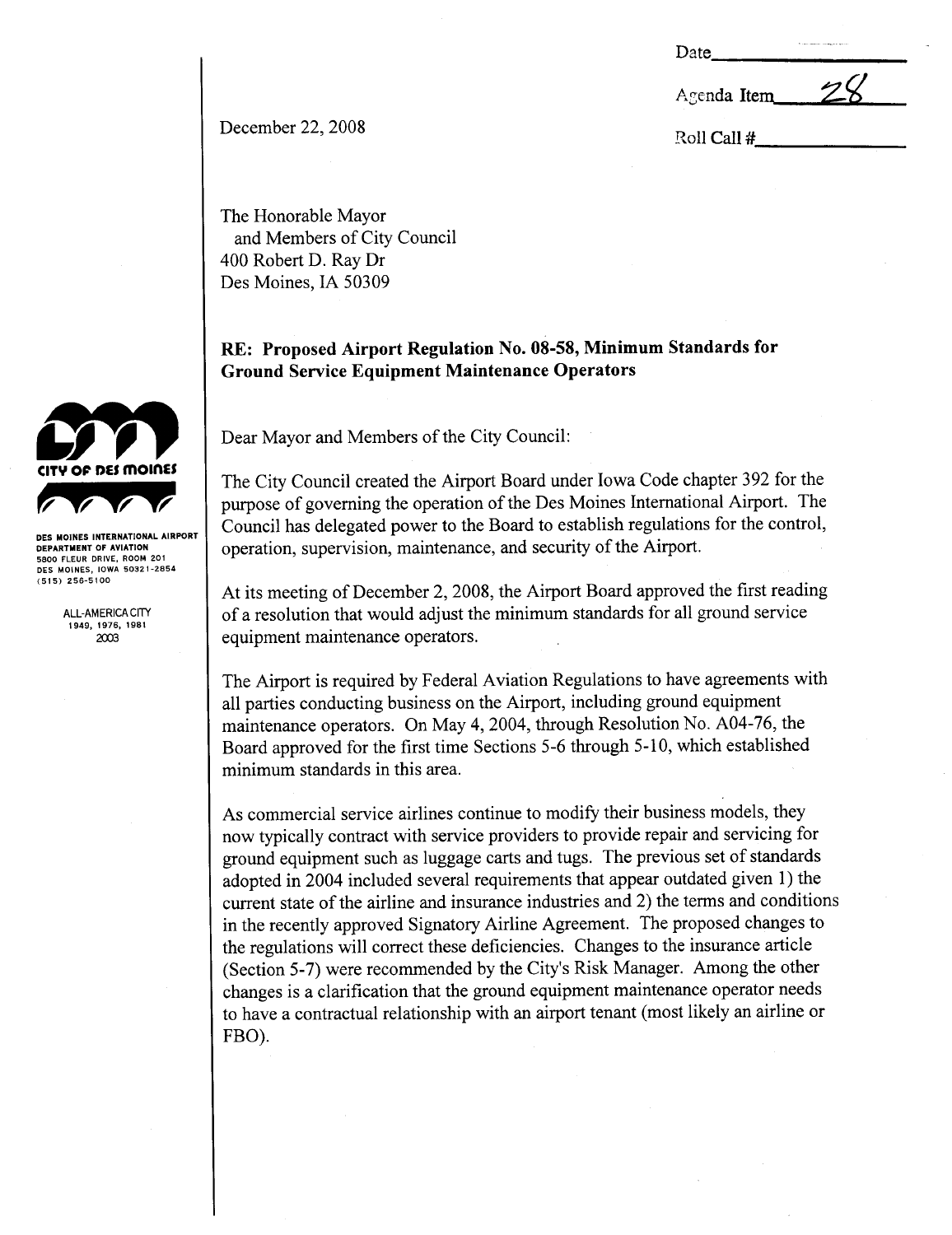Date\_\_\_\_\_\_\_\_\_\_

Agenda Item 28

Roll Call #\_\_\_\_\_\_\_\_\_\_

December 22, 2008

CITY OF DES MOINES

DES MOINES INTERNATIONAL AIRPORT
DEPARTMENT OF AVIATION
5800 FLEUR DRIVE, ROOM 201
DES MOINES, IOWA 50321-2854
(515) 256-5100

ALL-AMERICA CITY
1949, 1976, 1981
2003

The Honorable Mayor
and Members of City Council
400 Robert D. Ray Dr
Des Moines, IA 50309

**RE: Proposed Airport Regulation No. 08-58, Minimum Standards for Ground Service Equipment Maintenance Operators**

Dear Mayor and Members of the City Council:

The City Council created the Airport Board under Iowa Code chapter 392 for the purpose of governing the operation of the Des Moines International Airport. The Council has delegated power to the Board to establish regulations for the control, operation, supervision, maintenance, and security of the Airport.

At its meeting of December 2, 2008, the Airport Board approved the first reading of a resolution that would adjust the minimum standards for all ground service equipment maintenance operators.

The Airport is required by Federal Aviation Regulations to have agreements with all parties conducting business on the Airport, including ground equipment maintenance operators. On May 4, 2004, through Resolution No. A04-76, the Board approved for the first time Sections 5-6 through 5-10, which established minimum standards in this area.

As commercial service airlines continue to modify their business models, they now typically contract with service providers to provide repair and servicing for ground equipment such as luggage carts and tugs. The previous set of standards adopted in 2004 included several requirements that appear outdated given 1) the current state of the airline and insurance industries and 2) the terms and conditions in the recently approved Signatory Airline Agreement. The proposed changes to the regulations will correct these deficiencies. Changes to the insurance article (Section 5-7) were recommended by the City's Risk Manager. Among the other changes is a clarification that the ground equipment maintenance operator needs to have a contractual relationship with an airport tenant (most likely an airline or FBO).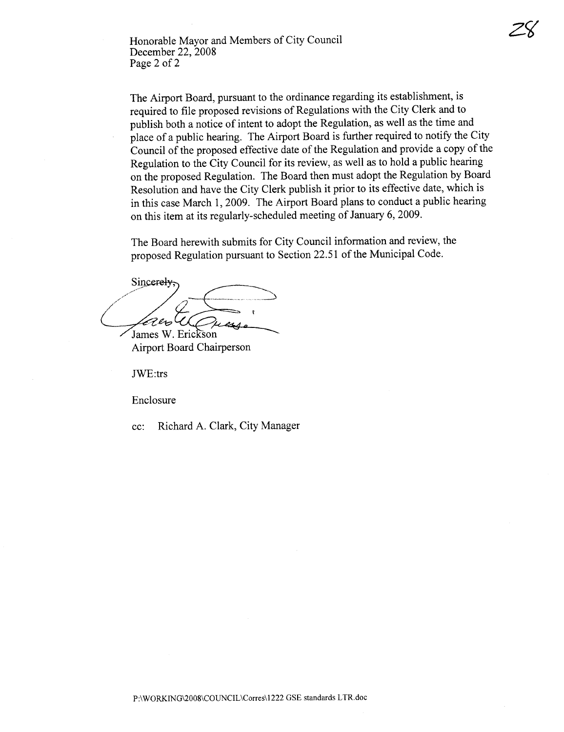Honorable Mayor and Members of City Council
December 22, 2008
Page 2 of 2

The Airport Board, pursuant to the ordinance regarding its establishment, is required to file proposed revisions of Regulations with the City Clerk and to publish both a notice of intent to adopt the Regulation, as well as the time and place of a public hearing. The Airport Board is further required to notify the City Council of the proposed effective date of the Regulation and provide a copy of the Regulation to the City Council for its review, as well as to hold a public hearing on the proposed Regulation. The Board then must adopt the Regulation by Board Resolution and have the City Clerk publish it prior to its effective date, which is in this case March 1, 2009. The Airport Board plans to conduct a public hearing on this item at its regularly-scheduled meeting of January 6, 2009.

The Board herewith submits for City Council information and review, the proposed Regulation pursuant to Section 22.51 of the Municipal Code.

Sincerely,

James W. Erickson
Airport Board Chairperson

JWE:trs

Enclosure

cc: Richard A. Clark, City Manager

P:\WORKING\2008\COUNCIL\Corres\1222 GSE standards LTR.doc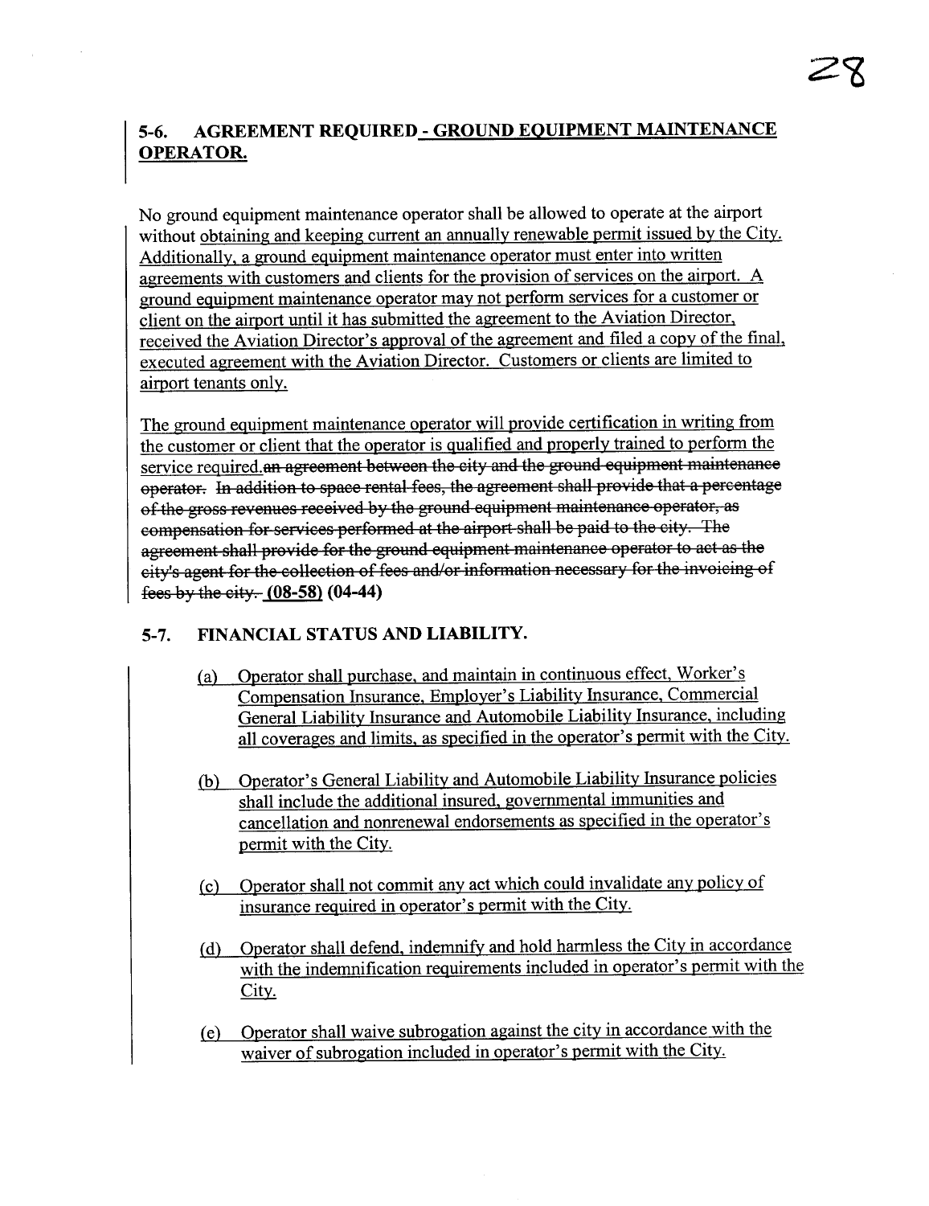## 5-6. AGREEMENT REQUIRED - GROUND EQUIPMENT MAINTENANCE OPERATOR.

No ground equipment maintenance operator shall be allowed to operate at the airport without obtaining and keeping current an annually renewable permit issued by the City. Additionally, a ground equipment maintenance operator must enter into written agreements with customers and clients for the provision of services on the airport. A ground equipment maintenance operator may not perform services for a customer or client on the airport until it has submitted the agreement to the Aviation Director, received the Aviation Director's approval of the agreement and filed a copy of the final, executed agreement with the Aviation Director. Customers or clients are limited to airport tenants only.

The ground equipment maintenance operator will provide certification in writing from the customer or client that the operator is qualified and properly trained to perform the service required.~~an agreement between the city and the ground equipment maintenance operator. In addition to space rental fees, the agreement shall provide that a percentage of the gross revenues received by the ground equipment maintenance operator, as compensation for services performed at the airport shall be paid to the city. The agreement shall provide for the ground equipment maintenance operator to act as the city's agent for the collection of fees and/or information necessary for the invoicing of fees by the city.~~ **(08-58) (04-44)**

## 5-7. FINANCIAL STATUS AND LIABILITY.

(a) Operator shall purchase, and maintain in continuous effect, Worker's Compensation Insurance, Employer's Liability Insurance, Commercial General Liability Insurance and Automobile Liability Insurance, including all coverages and limits, as specified in the operator's permit with the City.

(b) Operator's General Liability and Automobile Liability Insurance policies shall include the additional insured, governmental immunities and cancellation and nonrenewal endorsements as specified in the operator's permit with the City.

(c) Operator shall not commit any act which could invalidate any policy of insurance required in operator's permit with the City.

(d) Operator shall defend, indemnify and hold harmless the City in accordance with the indemnification requirements included in operator's permit with the City.

(e) Operator shall waive subrogation against the city in accordance with the waiver of subrogation included in operator's permit with the City.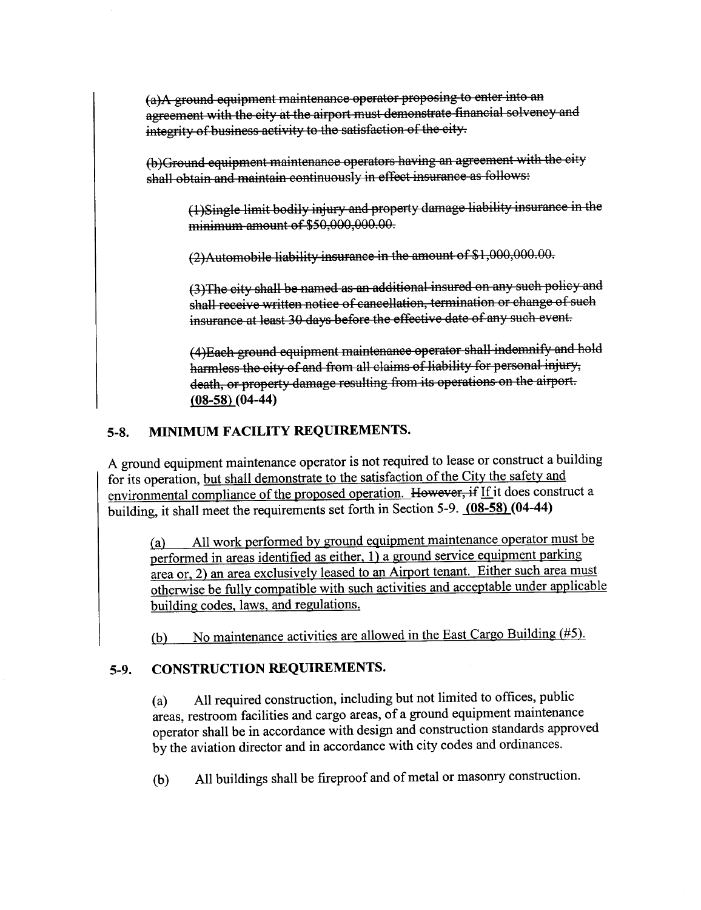~~(a)A ground equipment maintenance operator proposing to enter into an agreement with the city at the airport must demonstrate financial solvency and integrity of business activity to the satisfaction of the city.~~

~~(b)Ground equipment maintenance operators having an agreement with the city shall obtain and maintain continuously in effect insurance as follows:~~

~~(1)Single limit bodily injury and property damage liability insurance in the minimum amount of $50,000,000.00.~~

~~(2)Automobile liability insurance in the amount of $1,000,000.00.~~

~~(3)The city shall be named as an additional insured on any such policy and shall receive written notice of cancellation, termination or change of such insurance at least 30 days before the effective date of any such event.~~

~~(4)Each ground equipment maintenance operator shall indemnify and hold harmless the city of and from all claims of liability for personal injury, death, or property damage resulting from its operations on the airport.~~ **<u>(08-58)</u> (04-44)**

## 5-8. MINIMUM FACILITY REQUIREMENTS.

A ground equipment maintenance operator is not required to lease or construct a building for its operation, <u>but shall demonstrate to the satisfaction of the City the safety and environmental compliance of the proposed operation.</u> ~~However, if~~ <u>If</u> it does construct a building, it shall meet the requirements set forth in Section 5-9. **<u>(08-58)</u> (04-44)**

<u>(a) All work performed by ground equipment maintenance operator must be performed in areas identified as either, 1) a ground service equipment parking area or, 2) an area exclusively leased to an Airport tenant. Either such area must otherwise be fully compatible with such activities and acceptable under applicable building codes, laws, and regulations.</u>

<u>(b) No maintenance activities are allowed in the East Cargo Building (#5).</u>

## 5-9. CONSTRUCTION REQUIREMENTS.

(a) All required construction, including but not limited to offices, public areas, restroom facilities and cargo areas, of a ground equipment maintenance operator shall be in accordance with design and construction standards approved by the aviation director and in accordance with city codes and ordinances.

(b) All buildings shall be fireproof and of metal or masonry construction.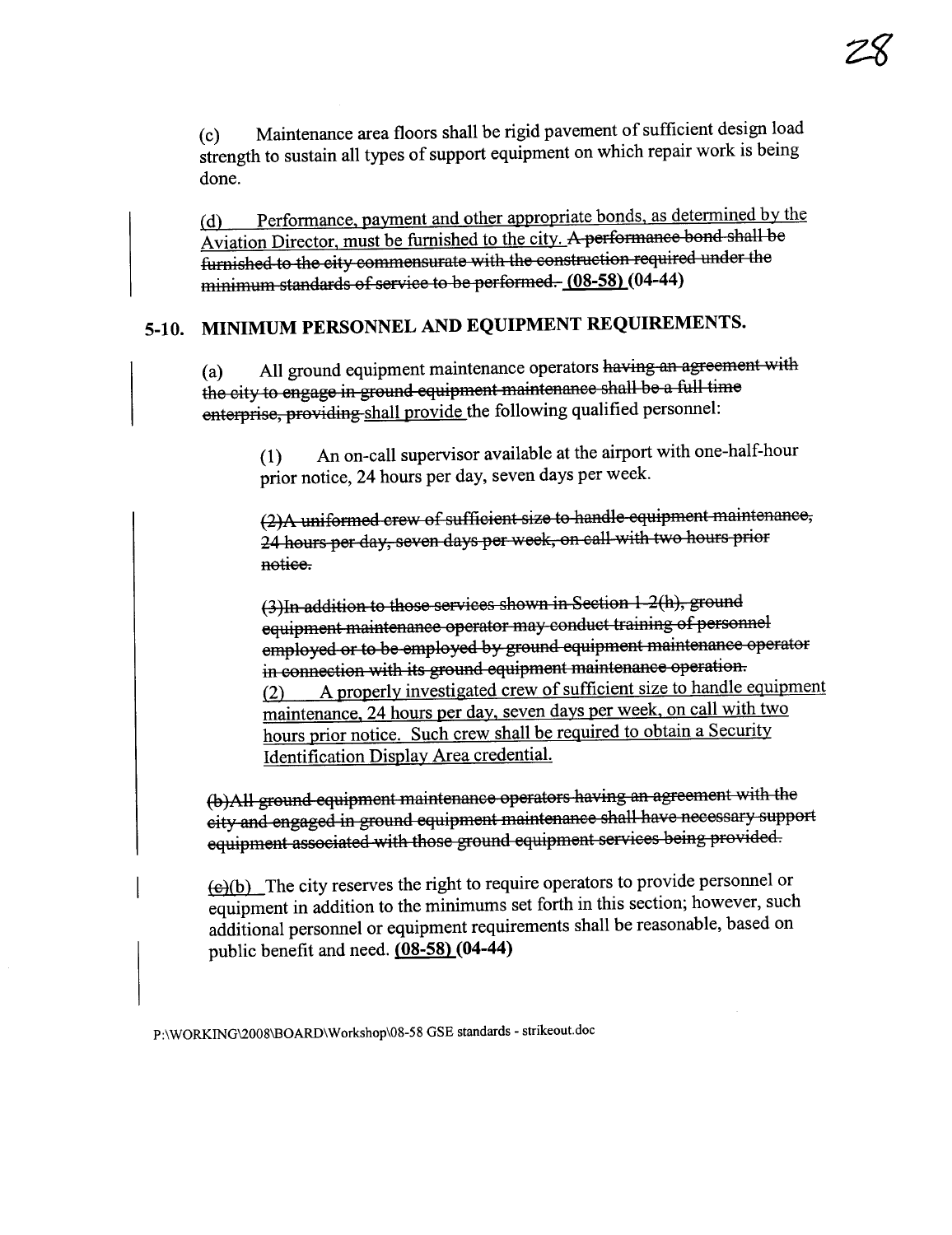(c) Maintenance area floors shall be rigid pavement of sufficient design load strength to sustain all types of support equipment on which repair work is being done.

(d) Performance, payment and other appropriate bonds, as determined by the Aviation Director, must be furnished to the city. ~~A performance bond shall be furnished to the city commensurate with the construction required under the minimum standards of service to be performed.~~ **(08-58)** **(04-44)**

## 5-10. MINIMUM PERSONNEL AND EQUIPMENT REQUIREMENTS.

(a) All ground equipment maintenance operators ~~having an agreement with the city to engage in ground equipment maintenance shall be a full time enterprise, providing~~ shall provide the following qualified personnel:

> (1) An on-call supervisor available at the airport with one-half-hour prior notice, 24 hours per day, seven days per week.
>
> ~~(2)A uniformed crew of sufficient size to handle equipment maintenance, 24 hours per day, seven days per week, on call with two hours prior notice.~~
>
> ~~(3)In addition to those services shown in Section 1-2(h), ground equipment maintenance operator may conduct training of personnel employed or to be employed by ground equipment maintenance operator in connection with its ground equipment maintenance operation.~~
> (2) A properly investigated crew of sufficient size to handle equipment maintenance, 24 hours per day, seven days per week, on call with two hours prior notice. Such crew shall be required to obtain a Security Identification Display Area credential.

~~(b)All ground equipment maintenance operators having an agreement with the city and engaged in ground equipment maintenance shall have necessary support equipment associated with those ground equipment services being provided.~~

~~(c)~~(b) The city reserves the right to require operators to provide personnel or equipment in addition to the minimums set forth in this section; however, such additional personnel or equipment requirements shall be reasonable, based on public benefit and need. **(08-58)** **(04-44)**